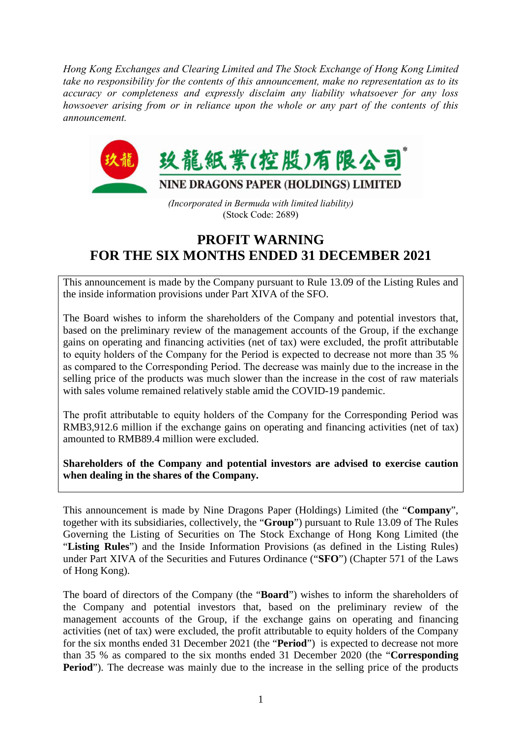*Hong Kong Exchanges and Clearing Limited and The Stock Exchange of Hong Kong Limited take no responsibility for the contents of this announcement, make no representation as to its accuracy or completeness and expressly disclaim any liability whatsoever for any loss howsoever arising from or in reliance upon the whole or any part of the contents of this announcement.*

玖龍紙業(控股)有限公司*

**NINE DRAGONS PAPER (HOLDINGS) LIMITED**

*(Incorporated in Bermuda with limited liability)*
(Stock Code: 2689)

# PROFIT WARNING
# FOR THE SIX MONTHS ENDED 31 DECEMBER 2021

This announcement is made by the Company pursuant to Rule 13.09 of the Listing Rules and the inside information provisions under Part XIVA of the SFO.

The Board wishes to inform the shareholders of the Company and potential investors that, based on the preliminary review of the management accounts of the Group, if the exchange gains on operating and financing activities (net of tax) were excluded, the profit attributable to equity holders of the Company for the Period is expected to decrease not more than 35 % as compared to the Corresponding Period. The decrease was mainly due to the increase in the selling price of the products was much slower than the increase in the cost of raw materials with sales volume remained relatively stable amid the COVID-19 pandemic.

The profit attributable to equity holders of the Company for the Corresponding Period was RMB3,912.6 million if the exchange gains on operating and financing activities (net of tax) amounted to RMB89.4 million were excluded.

**Shareholders of the Company and potential investors are advised to exercise caution when dealing in the shares of the Company.**

This announcement is made by Nine Dragons Paper (Holdings) Limited (the "**Company**", together with its subsidiaries, collectively, the "**Group**") pursuant to Rule 13.09 of The Rules Governing the Listing of Securities on The Stock Exchange of Hong Kong Limited (the "**Listing Rules**") and the Inside Information Provisions (as defined in the Listing Rules) under Part XIVA of the Securities and Futures Ordinance ("**SFO**") (Chapter 571 of the Laws of Hong Kong).

The board of directors of the Company (the "**Board**") wishes to inform the shareholders of the Company and potential investors that, based on the preliminary review of the management accounts of the Group, if the exchange gains on operating and financing activities (net of tax) were excluded, the profit attributable to equity holders of the Company for the six months ended 31 December 2021 (the "**Period**") is expected to decrease not more than 35 % as compared to the six months ended 31 December 2020 (the "**Corresponding Period**"). The decrease was mainly due to the increase in the selling price of the products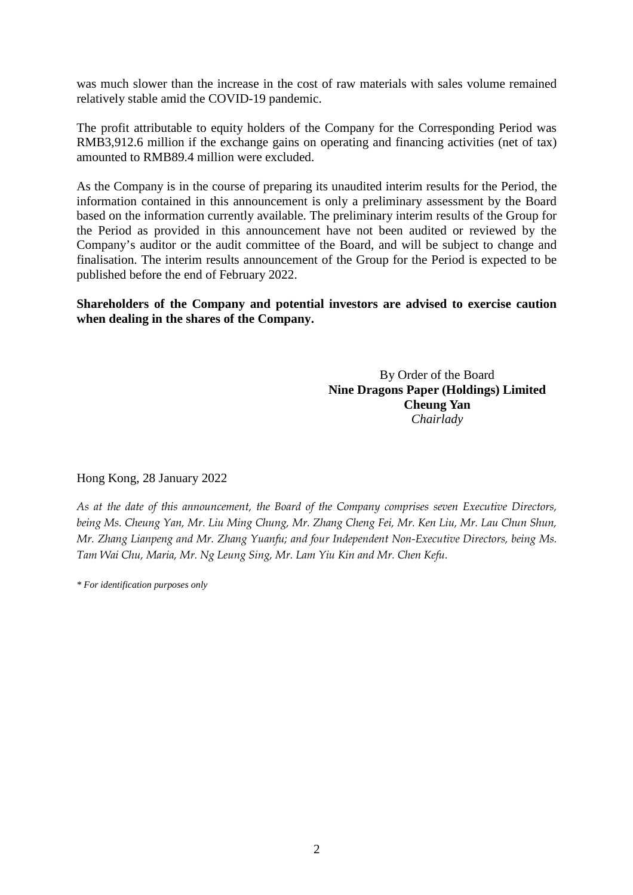was much slower than the increase in the cost of raw materials with sales volume remained relatively stable amid the COVID-19 pandemic.

The profit attributable to equity holders of the Company for the Corresponding Period was RMB3,912.6 million if the exchange gains on operating and financing activities (net of tax) amounted to RMB89.4 million were excluded.

As the Company is in the course of preparing its unaudited interim results for the Period, the information contained in this announcement is only a preliminary assessment by the Board based on the information currently available. The preliminary interim results of the Group for the Period as provided in this announcement have not been audited or reviewed by the Company's auditor or the audit committee of the Board, and will be subject to change and finalisation. The interim results announcement of the Group for the Period is expected to be published before the end of February 2022.

**Shareholders of the Company and potential investors are advised to exercise caution when dealing in the shares of the Company.**

By Order of the Board
**Nine Dragons Paper (Holdings) Limited**
**Cheung Yan**
*Chairlady*

Hong Kong, 28 January 2022

*As at the date of this announcement, the Board of the Company comprises seven Executive Directors, being Ms. Cheung Yan, Mr. Liu Ming Chung, Mr. Zhang Cheng Fei, Mr. Ken Liu, Mr. Lau Chun Shun, Mr. Zhang Lianpeng and Mr. Zhang Yuanfu; and four Independent Non-Executive Directors, being Ms. Tam Wai Chu, Maria, Mr. Ng Leung Sing, Mr. Lam Yiu Kin and Mr. Chen Kefu.*

*\* For identification purposes only*